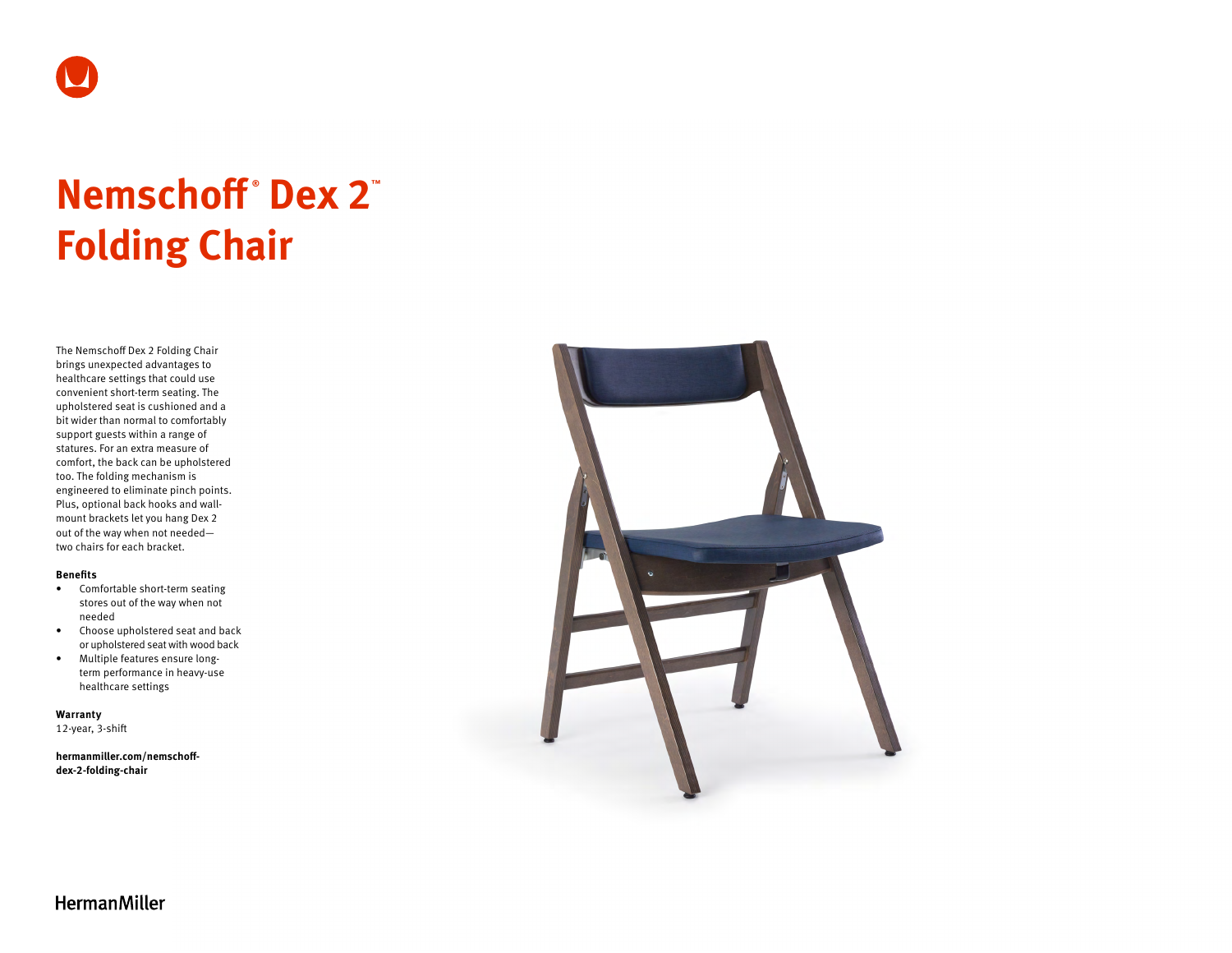# Nemschoff® Dex 2™ Folding Chair

The Nemschoff Dex 2 Folding Chair brings unexpected advantages to healthcare settings that could use convenient short-term seating. The upholstered seat is cushioned and a bit wider than normal to comfortably support guests within a range of statures. For an extra measure of comfort, the back can be upholstered too. The folding mechanism is engineered to eliminate pinch points. Plus, optional back hooks and wall-mount brackets let you hang Dex 2 out of the way when not needed—two chairs for each bracket.

**Benefits**

- Comfortable short-term seating stores out of the way when not needed
- Choose upholstered seat and back or upholstered seat with wood back
- Multiple features ensure long-term performance in heavy-use healthcare settings

**Warranty**
12-year, 3-shift

**hermanmiller.com/nemschoff-dex-2-folding-chair**

HermanMiller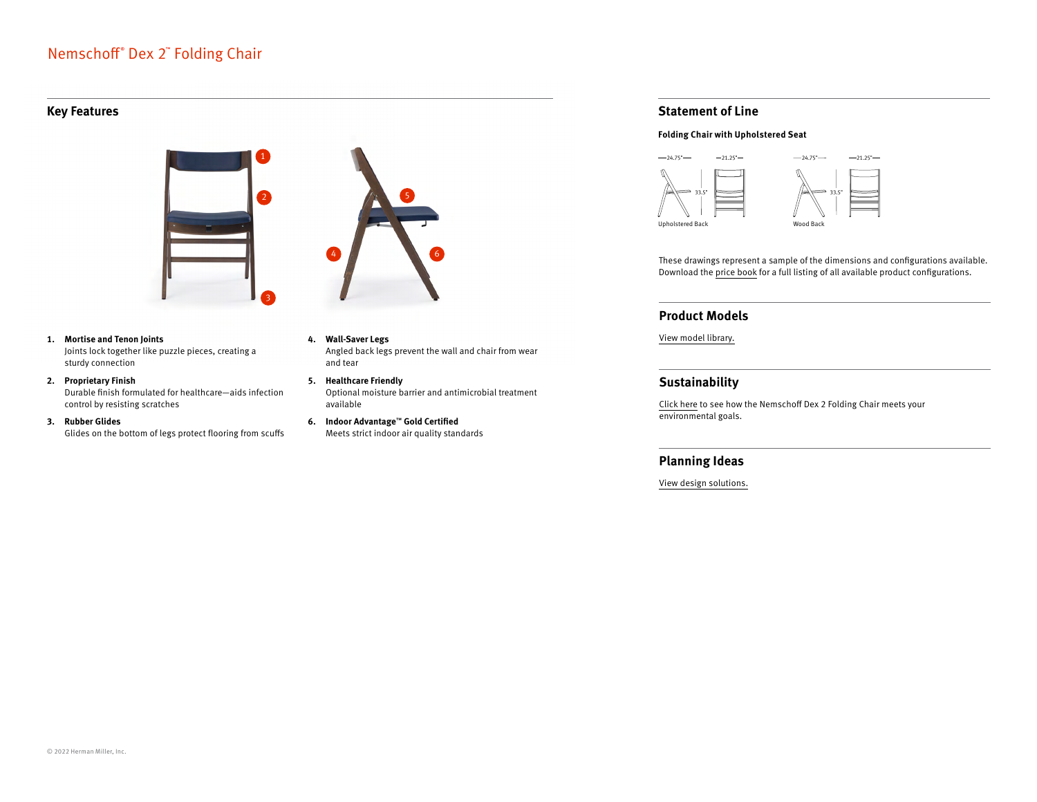# Nemschoff® Dex 2™ Folding Chair

## Key Features

1. **Mortise and Tenon Joints**
   Joints lock together like puzzle pieces, creating a sturdy connection
2. **Proprietary Finish**
   Durable finish formulated for healthcare—aids infection control by resisting scratches
3. **Rubber Glides**
   Glides on the bottom of legs protect flooring from scuffs
4. **Wall-Saver Legs**
   Angled back legs prevent the wall and chair from wear and tear
5. **Healthcare Friendly**
   Optional moisture barrier and antimicrobial treatment available
6. **Indoor Advantage™ Gold Certified**
   Meets strict indoor air quality standards

## Statement of Line

**Folding Chair with Upholstered Seat**

24.75"
21.25"
33.5"
Upholstered Back

24.75"
21.25"
33.5"
Wood Back

These drawings represent a sample of the dimensions and configurations available. Download the price book for a full listing of all available product configurations.

## Product Models

View model library.

## Sustainability

Click here to see how the Nemschoff Dex 2 Folding Chair meets your environmental goals.

## Planning Ideas

View design solutions.

© 2022 Herman Miller, Inc.